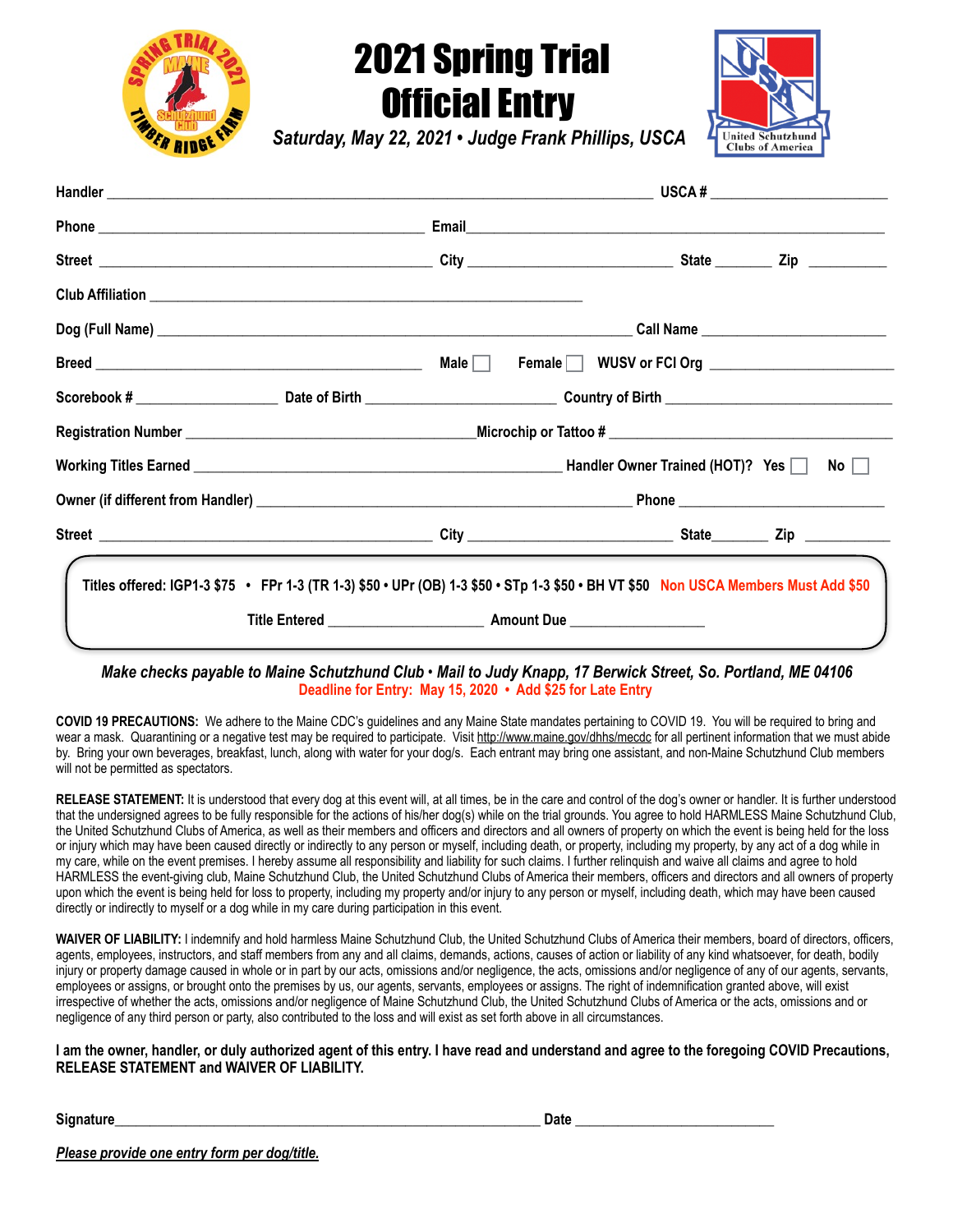# 2021 Spring Trial Official Entry

*Saturday, May 22, 2021 • Judge Frank Phillips, USCA*

Handler ______________________________ USCA # ______________

Phone ______________________ Email ______________________________

Street ______________________ City ______________ State ______ Zip ________

Club Affiliation ______________________________

Dog (Full Name) ______________________________ Call Name ______________

Breed ______________________ Male ☐ Female ☐ WUSV or FCI Org ______________

Scorebook # __________ Date of Birth ______________ Country of Birth ______________

Registration Number ______________________ Microchip or Tattoo # ______________________

Working Titles Earned ______________________ Handler Owner Trained (HOT)? Yes ☐ No ☐

Owner (if different from Handler) ______________________________ Phone ______________

Street ______________________ City ______________ State ______ Zip ________

Titles offered: IGP1-3 $75 • FPr 1-3 (TR 1-3) $50 • UPr (OB) 1-3 $50 • STp 1-3 $50 • BH VT $50 Non USCA Members Must Add $50

Title Entered ______________ Amount Due ______________

***Make checks payable to Maine Schutzhund Club • Mail to Judy Knapp, 17 Berwick Street, So. Portland, ME 04106***

**Deadline for Entry: May 15, 2020 • Add $25 for Late Entry**

**COVID 19 PRECAUTIONS:** We adhere to the Maine CDC's guidelines and any Maine State mandates pertaining to COVID 19. You will be required to bring and wear a mask. Quarantining or a negative test may be required to participate. Visit http://www.maine.gov/dhhs/mecdc for all pertinent information that we must abide by. Bring your own beverages, breakfast, lunch, along with water for your dog/s. Each entrant may bring one assistant, and non-Maine Schutzhund Club members will not be permitted as spectators.

**RELEASE STATEMENT:** It is understood that every dog at this event will, at all times, be in the care and control of the dog's owner or handler. It is further understood that the undersigned agrees to be fully responsible for the actions of his/her dog(s) while on the trial grounds. You agree to hold HARMLESS Maine Schutzhund Club, the United Schutzhund Clubs of America, as well as their members and officers and directors and all owners of property on which the event is being held for the loss or injury which may have been caused directly or indirectly to any person or myself, including death, or property, including my property, by any act of a dog while in my care, while on the event premises. I hereby assume all responsibility and liability for such claims. I further relinquish and waive all claims and agree to hold HARMLESS the event-giving club, Maine Schutzhund Club, the United Schutzhund Clubs of America their members, officers and directors and all owners of property upon which the event is being held for loss to property, including my property and/or injury to any person or myself, including death, which may have been caused directly or indirectly to myself or a dog while in my care during participation in this event.

**WAIVER OF LIABILITY:** I indemnify and hold harmless Maine Schutzhund Club, the United Schutzhund Clubs of America their members, board of directors, officers, agents, employees, instructors, and staff members from any and all claims, demands, actions, causes of action or liability of any kind whatsoever, for death, bodily injury or property damage caused in whole or in part by our acts, omissions and/or negligence, the acts, omissions and/or negligence of any of our agents, servants, employees or assigns, or brought onto the premises by us, our agents, servants, employees or assigns. The right of indemnification granted above, will exist irrespective of whether the acts, omissions and/or negligence of Maine Schutzhund Club, the United Schutzhund Clubs of America or the acts, omissions and or negligence of any third person or party, also contributed to the loss and will exist as set forth above in all circumstances.

**I am the owner, handler, or duly authorized agent of this entry. I have read and understand and agree to the foregoing COVID Precautions, RELEASE STATEMENT and WAIVER OF LIABILITY.**

Signature ______________________________ Date ______________

***Please provide one entry form per dog/title.***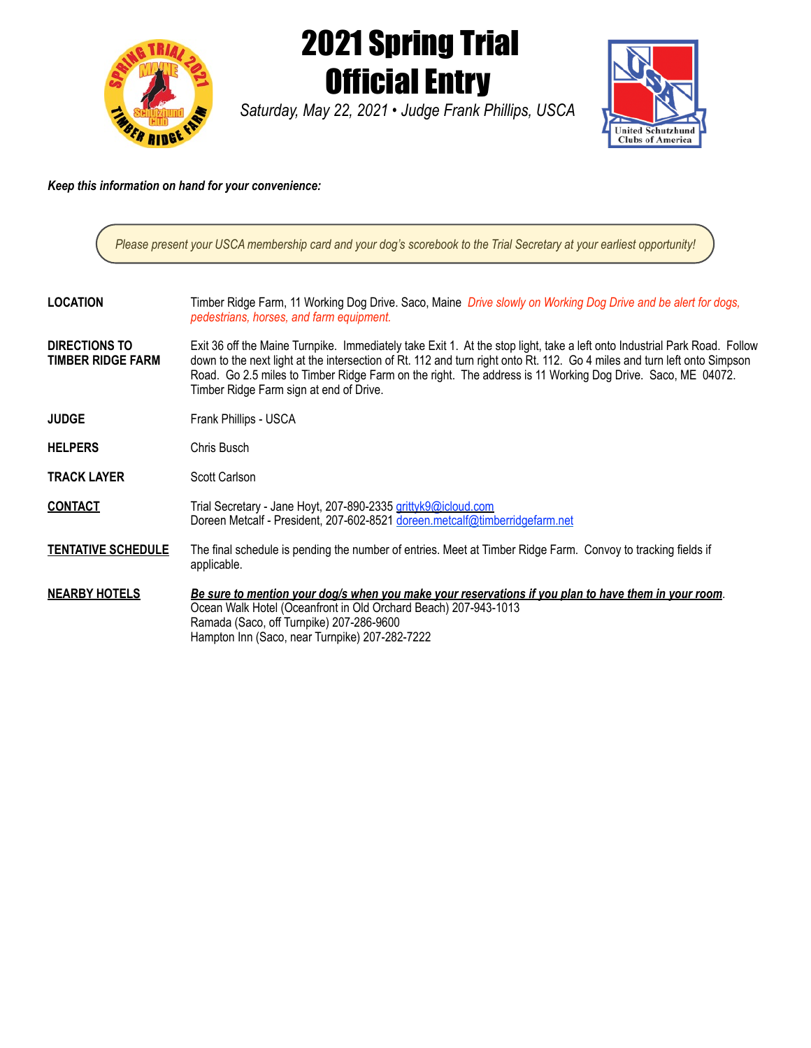# 2021 Spring Trial Official Entry

*Saturday, May 22, 2021 • Judge Frank Phillips, USCA*

***Keep this information on hand for your convenience:***

*Please present your USCA membership card and your dog's scorebook to the Trial Secretary at your earliest opportunity!*

**LOCATION**

Timber Ridge Farm, 11 Working Dog Drive. Saco, Maine *Drive slowly on Working Dog Drive and be alert for dogs, pedestrians, horses, and farm equipment.*

**DIRECTIONS TO TIMBER RIDGE FARM**

Exit 36 off the Maine Turnpike. Immediately take Exit 1. At the stop light, take a left onto Industrial Park Road. Follow down to the next light at the intersection of Rt. 112 and turn right onto Rt. 112. Go 4 miles and turn left onto Simpson Road. Go 2.5 miles to Timber Ridge Farm on the right. The address is 11 Working Dog Drive. Saco, ME 04072. Timber Ridge Farm sign at end of Drive.

**JUDGE**

Frank Phillips - USCA

**HELPERS**

Chris Busch

**TRACK LAYER**

Scott Carlson

**CONTACT**

Trial Secretary - Jane Hoyt, 207-890-2335 grittyk9@icloud.com
Doreen Metcalf - President, 207-602-8521 doreen.metcalf@timberridgefarm.net

**TENTATIVE SCHEDULE**

The final schedule is pending the number of entries. Meet at Timber Ridge Farm. Convoy to tracking fields if applicable.

**NEARBY HOTELS**

***Be sure to mention your dog/s when you make your reservations if you plan to have them in your room.***
Ocean Walk Hotel (Oceanfront in Old Orchard Beach) 207-943-1013
Ramada (Saco, off Turnpike) 207-286-9600
Hampton Inn (Saco, near Turnpike) 207-282-7222